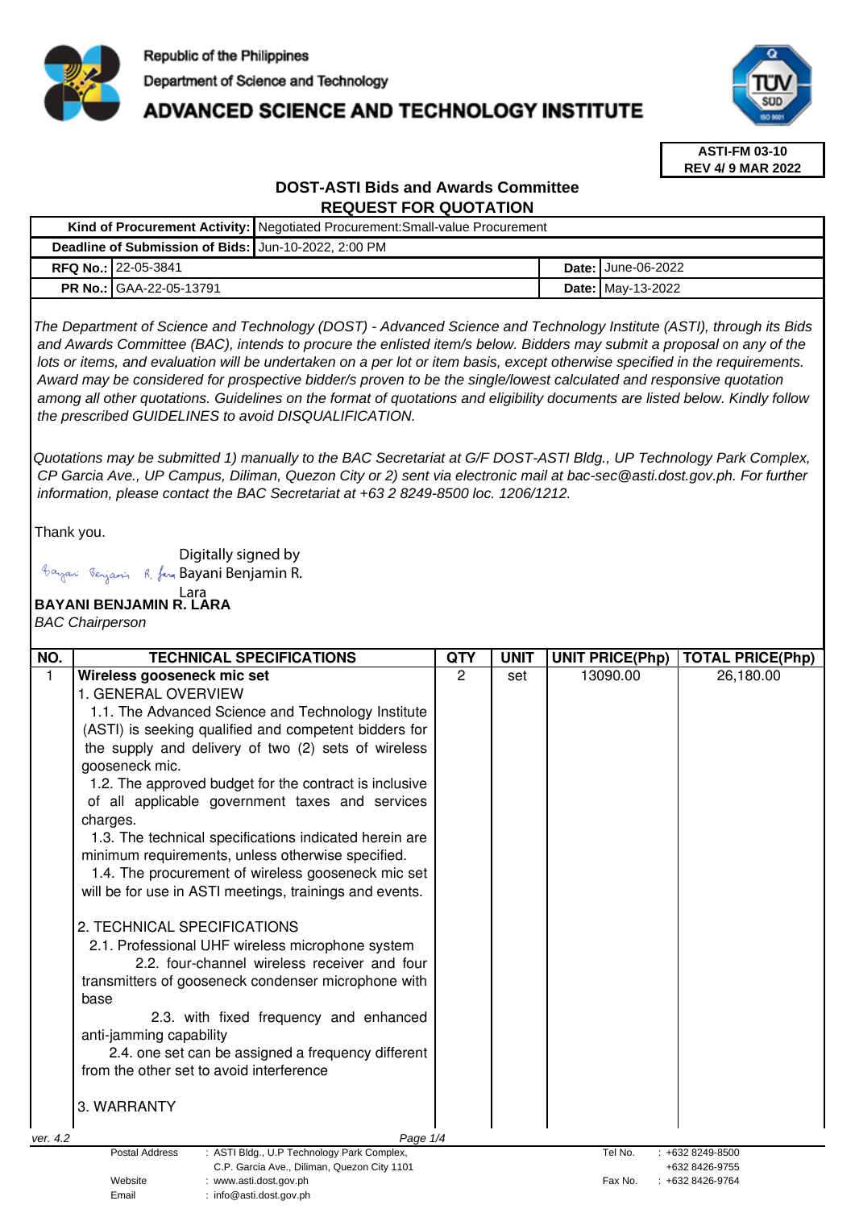Republic of the Philippines
Department of Science and Technology
**ADVANCED SCIENCE AND TECHNOLOGY INSTITUTE**

**ASTI-FM 03-10**
**REV 4/ 9 MAR 2022**

## DOST-ASTI Bids and Awards Committee
## REQUEST FOR QUOTATION

| | | | |
|---|---|---|---|
| **Kind of Procurement Activity:** | Negotiated Procurement:Small-value Procurement | | |
| **Deadline of Submission of Bids:** | Jun-10-2022, 2:00 PM | | |
| **RFQ No.:** | 22-05-3841 | **Date:** | June-06-2022 |
| **PR No.:** | GAA-22-05-13791 | **Date:** | May-13-2022 |

*The Department of Science and Technology (DOST) - Advanced Science and Technology Institute (ASTI), through its Bids and Awards Committee (BAC), intends to procure the enlisted item/s below. Bidders may submit a proposal on any of the lots or items, and evaluation will be undertaken on a per lot or item basis, except otherwise specified in the requirements. Award may be considered for prospective bidder/s proven to be the single/lowest calculated and responsive quotation among all other quotations. Guidelines on the format of quotations and eligibility documents are listed below. Kindly follow the prescribed GUIDELINES to avoid DISQUALIFICATION.*

*Quotations may be submitted 1) manually to the BAC Secretariat at G/F DOST-ASTI Bldg., UP Technology Park Complex, CP Garcia Ave., UP Campus, Diliman, Quezon City or 2) sent via electronic mail at bac-sec@asti.dost.gov.ph. For further information, please contact the BAC Secretariat at +63 2 8249-8500 loc. 1206/1212.*

Thank you.

Digitally signed by Bayani Benjamin R. Lara

**BAYANI BENJAMIN R. LARA**
*BAC Chairperson*

| NO. | TECHNICAL SPECIFICATIONS | QTY | UNIT | UNIT PRICE(Php) | TOTAL PRICE(Php) |
|---|---|---|---|---|---|
| 1 | **Wireless gooseneck mic set**<br>1. GENERAL OVERVIEW<br>1.1. The Advanced Science and Technology Institute (ASTI) is seeking qualified and competent bidders for the supply and delivery of two (2) sets of wireless gooseneck mic.<br>1.2. The approved budget for the contract is inclusive of all applicable government taxes and services charges.<br>1.3. The technical specifications indicated herein are minimum requirements, unless otherwise specified.<br>1.4. The procurement of wireless gooseneck mic set will be for use in ASTI meetings, trainings and events.<br><br>2. TECHNICAL SPECIFICATIONS<br>2.1. Professional UHF wireless microphone system<br>2.2. four-channel wireless receiver and four transmitters of gooseneck condenser microphone with base<br>2.3. with fixed frequency and enhanced anti-jamming capability<br>2.4. one set can be assigned a frequency different from the other set to avoid interference<br><br>3. WARRANTY | 2 | set | 13090.00 | 26,180.00 |

ver. 4.2

| | | | |
|---|---|---|---|
| Postal Address | : ASTI Bldg., U.P Technology Park Complex, C.P. Garcia Ave., Diliman, Quezon City 1101 | Tel No. | : +632 8249-8500<br>+632 8426-9755 |
| Website | : www.asti.dost.gov.ph | Fax No. | : +632 8426-9764 |
| Email | : info@asti.dost.gov.ph | | |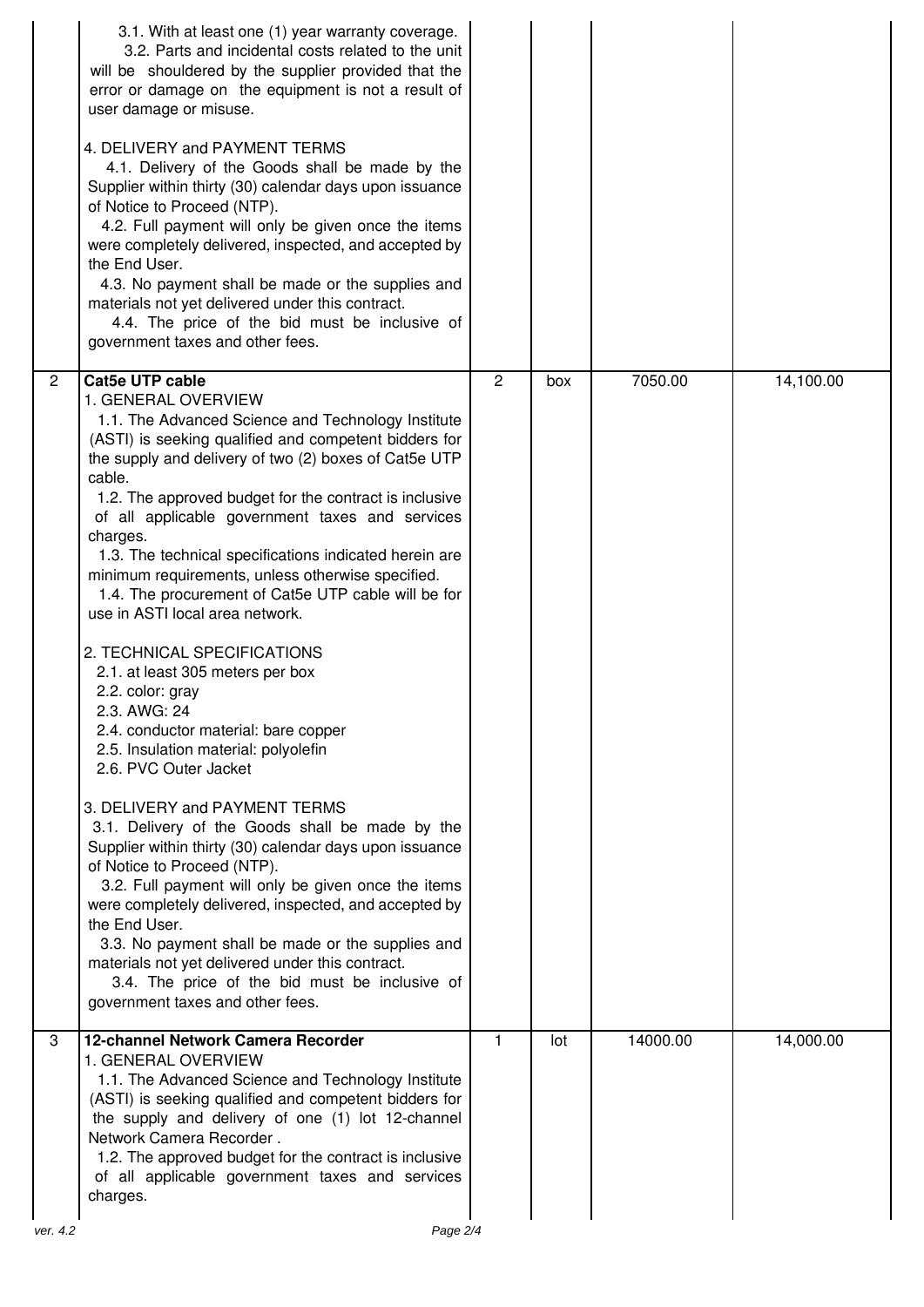| | | | | | |
|---|---|---|---|---|---|
| | 3.1. With at least one (1) year warranty coverage.<br>3.2. Parts and incidental costs related to the unit will be shouldered by the supplier provided that the error or damage on the equipment is not a result of user damage or misuse.<br><br>4. DELIVERY and PAYMENT TERMS<br>4.1. Delivery of the Goods shall be made by the Supplier within thirty (30) calendar days upon issuance of Notice to Proceed (NTP).<br>4.2. Full payment will only be given once the items were completely delivered, inspected, and accepted by the End User.<br>4.3. No payment shall be made or the supplies and materials not yet delivered under this contract.<br>4.4. The price of the bid must be inclusive of government taxes and other fees. | | | | |
| 2 | **Cat5e UTP cable**<br>1. GENERAL OVERVIEW<br>1.1. The Advanced Science and Technology Institute (ASTI) is seeking qualified and competent bidders for the supply and delivery of two (2) boxes of Cat5e UTP cable.<br>1.2. The approved budget for the contract is inclusive of all applicable government taxes and services charges.<br>1.3. The technical specifications indicated herein are minimum requirements, unless otherwise specified.<br>1.4. The procurement of Cat5e UTP cable will be for use in ASTI local area network.<br><br>2. TECHNICAL SPECIFICATIONS<br>2.1. at least 305 meters per box<br>2.2. color: gray<br>2.3. AWG: 24<br>2.4. conductor material: bare copper<br>2.5. Insulation material: polyolefin<br>2.6. PVC Outer Jacket<br><br>3. DELIVERY and PAYMENT TERMS<br>3.1. Delivery of the Goods shall be made by the Supplier within thirty (30) calendar days upon issuance of Notice to Proceed (NTP).<br>3.2. Full payment will only be given once the items were completely delivered, inspected, and accepted by the End User.<br>3.3. No payment shall be made or the supplies and materials not yet delivered under this contract.<br>3.4. The price of the bid must be inclusive of government taxes and other fees. | 2 | box | 7050.00 | 14,100.00 |
| 3 | **12-channel Network Camera Recorder**<br>1. GENERAL OVERVIEW<br>1.1. The Advanced Science and Technology Institute (ASTI) is seeking qualified and competent bidders for the supply and delivery of one (1) lot 12-channel Network Camera Recorder .<br>1.2. The approved budget for the contract is inclusive of all applicable government taxes and services charges. | 1 | lot | 14000.00 | 14,000.00 |

ver. 4.2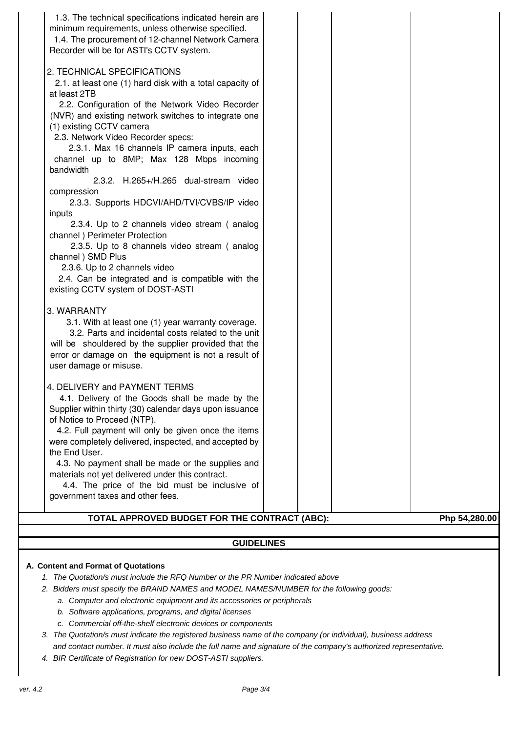1.3. The technical specifications indicated herein are minimum requirements, unless otherwise specified.

1.4. The procurement of 12-channel Network Camera Recorder will be for ASTI's CCTV system.

2. TECHNICAL SPECIFICATIONS

2.1. at least one (1) hard disk with a total capacity of at least 2TB

2.2. Configuration of the Network Video Recorder (NVR) and existing network switches to integrate one (1) existing CCTV camera

2.3. Network Video Recorder specs:

2.3.1. Max 16 channels IP camera inputs, each channel up to 8MP; Max 128 Mbps incoming bandwidth

2.3.2. H.265+/H.265 dual-stream video compression

2.3.3. Supports HDCVI/AHD/TVI/CVBS/IP video inputs

2.3.4. Up to 2 channels video stream ( analog channel ) Perimeter Protection

2.3.5. Up to 8 channels video stream ( analog channel ) SMD Plus

2.3.6. Up to 2 channels video

2.4. Can be integrated and is compatible with the existing CCTV system of DOST-ASTI

3. WARRANTY

3.1. With at least one (1) year warranty coverage.

3.2. Parts and incidental costs related to the unit will be shouldered by the supplier provided that the error or damage on the equipment is not a result of user damage or misuse.

4. DELIVERY and PAYMENT TERMS

4.1. Delivery of the Goods shall be made by the Supplier within thirty (30) calendar days upon issuance of Notice to Proceed (NTP).

4.2. Full payment will only be given once the items were completely delivered, inspected, and accepted by the End User.

4.3. No payment shall be made or the supplies and materials not yet delivered under this contract.

4.4. The price of the bid must be inclusive of government taxes and other fees.

**TOTAL APPROVED BUDGET FOR THE CONTRACT (ABC): Php 54,280.00**

## GUIDELINES

**A. Content and Format of Quotations**

1. *The Quotation/s must include the RFQ Number or the PR Number indicated above*
2. *Bidders must specify the BRAND NAMES and MODEL NAMES/NUMBER for the following goods:*
   a. *Computer and electronic equipment and its accessories or peripherals*
   b. *Software applications, programs, and digital licenses*
   c. *Commercial off-the-shelf electronic devices or components*
3. *The Quotation/s must indicate the registered business name of the company (or individual), business address and contact number. It must also include the full name and signature of the company's authorized representative.*
4. *BIR Certificate of Registration for new DOST-ASTI suppliers.*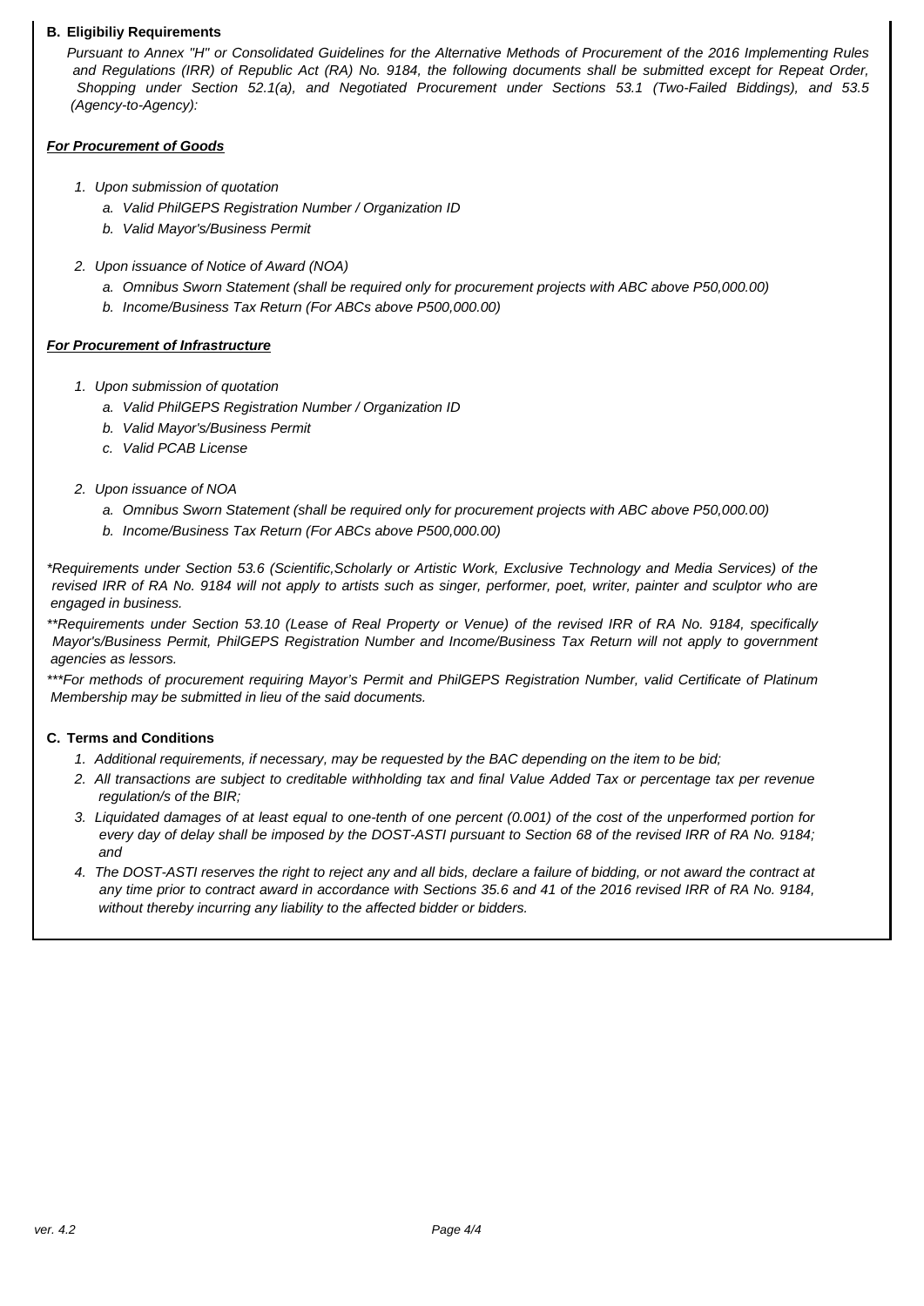**B. Eligibiliy Requirements**

*Pursuant to Annex "H" or Consolidated Guidelines for the Alternative Methods of Procurement of the 2016 Implementing Rules and Regulations (IRR) of Republic Act (RA) No. 9184, the following documents shall be submitted except for Repeat Order, Shopping under Section 52.1(a), and Negotiated Procurement under Sections 53.1 (Two-Failed Biddings), and 53.5 (Agency-to-Agency):*

***For Procurement of Goods***

1. *Upon submission of quotation*
   a. *Valid PhilGEPS Registration Number / Organization ID*
   b. *Valid Mayor's/Business Permit*

2. *Upon issuance of Notice of Award (NOA)*
   a. *Omnibus Sworn Statement (shall be required only for procurement projects with ABC above P50,000.00)*
   b. *Income/Business Tax Return (For ABCs above P500,000.00)*

***For Procurement of Infrastructure***

1. *Upon submission of quotation*
   a. *Valid PhilGEPS Registration Number / Organization ID*
   b. *Valid Mayor's/Business Permit*
   c. *Valid PCAB License*

2. *Upon issuance of NOA*
   a. *Omnibus Sworn Statement (shall be required only for procurement projects with ABC above P50,000.00)*
   b. *Income/Business Tax Return (For ABCs above P500,000.00)*

*\*Requirements under Section 53.6 (Scientific,Scholarly or Artistic Work, Exclusive Technology and Media Services) of the revised IRR of RA No. 9184 will not apply to artists such as singer, performer, poet, writer, painter and sculptor who are engaged in business.*

*\*\*Requirements under Section 53.10 (Lease of Real Property or Venue) of the revised IRR of RA No. 9184, specifically Mayor's/Business Permit, PhilGEPS Registration Number and Income/Business Tax Return will not apply to government agencies as lessors.*

*\*\*\*For methods of procurement requiring Mayor's Permit and PhilGEPS Registration Number, valid Certificate of Platinum Membership may be submitted in lieu of the said documents.*

**C. Terms and Conditions**

1. *Additional requirements, if necessary, may be requested by the BAC depending on the item to be bid;*
2. *All transactions are subject to creditable withholding tax and final Value Added Tax or percentage tax per revenue regulation/s of the BIR;*
3. *Liquidated damages of at least equal to one-tenth of one percent (0.001) of the cost of the unperformed portion for every day of delay shall be imposed by the DOST-ASTI pursuant to Section 68 of the revised IRR of RA No. 9184; and*
4. *The DOST-ASTI reserves the right to reject any and all bids, declare a failure of bidding, or not award the contract at any time prior to contract award in accordance with Sections 35.6 and 41 of the 2016 revised IRR of RA No. 9184, without thereby incurring any liability to the affected bidder or bidders.*

*ver. 4.2*